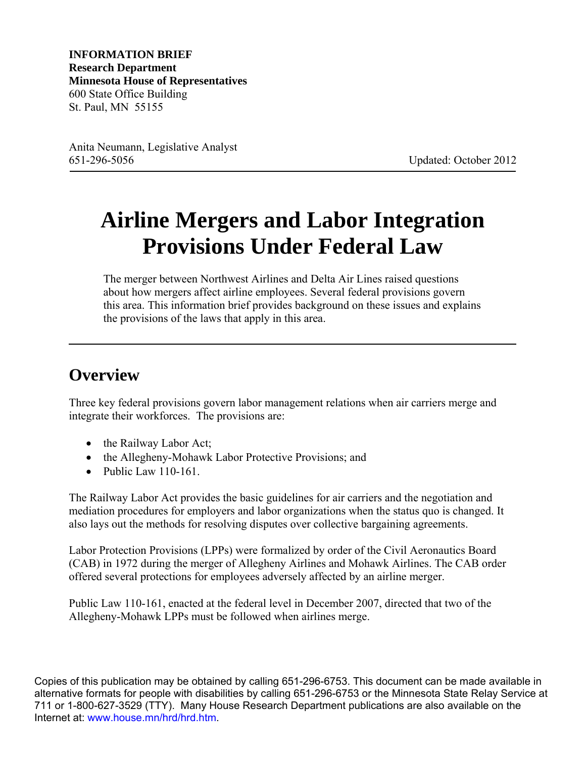**INFORMATION BRIEF**
**Research Department**
**Minnesota House of Representatives**
600 State Office Building
St. Paul, MN 55155

Anita Neumann, Legislative Analyst
651-296-5056

Updated: October 2012

---

# Airline Mergers and Labor Integration Provisions Under Federal Law

The merger between Northwest Airlines and Delta Air Lines raised questions about how mergers affect airline employees. Several federal provisions govern this area. This information brief provides background on these issues and explains the provisions of the laws that apply in this area.

---

## Overview

Three key federal provisions govern labor management relations when air carriers merge and integrate their workforces. The provisions are:

- the Railway Labor Act;
- the Allegheny-Mohawk Labor Protective Provisions; and
- Public Law 110-161.

The Railway Labor Act provides the basic guidelines for air carriers and the negotiation and mediation procedures for employers and labor organizations when the status quo is changed. It also lays out the methods for resolving disputes over collective bargaining agreements.

Labor Protection Provisions (LPPs) were formalized by order of the Civil Aeronautics Board (CAB) in 1972 during the merger of Allegheny Airlines and Mohawk Airlines. The CAB order offered several protections for employees adversely affected by an airline merger.

Public Law 110-161, enacted at the federal level in December 2007, directed that two of the Allegheny-Mohawk LPPs must be followed when airlines merge.

Copies of this publication may be obtained by calling 651-296-6753. This document can be made available in alternative formats for people with disabilities by calling 651-296-6753 or the Minnesota State Relay Service at 711 or 1-800-627-3529 (TTY). Many House Research Department publications are also available on the Internet at: www.house.mn/hrd/hrd.htm.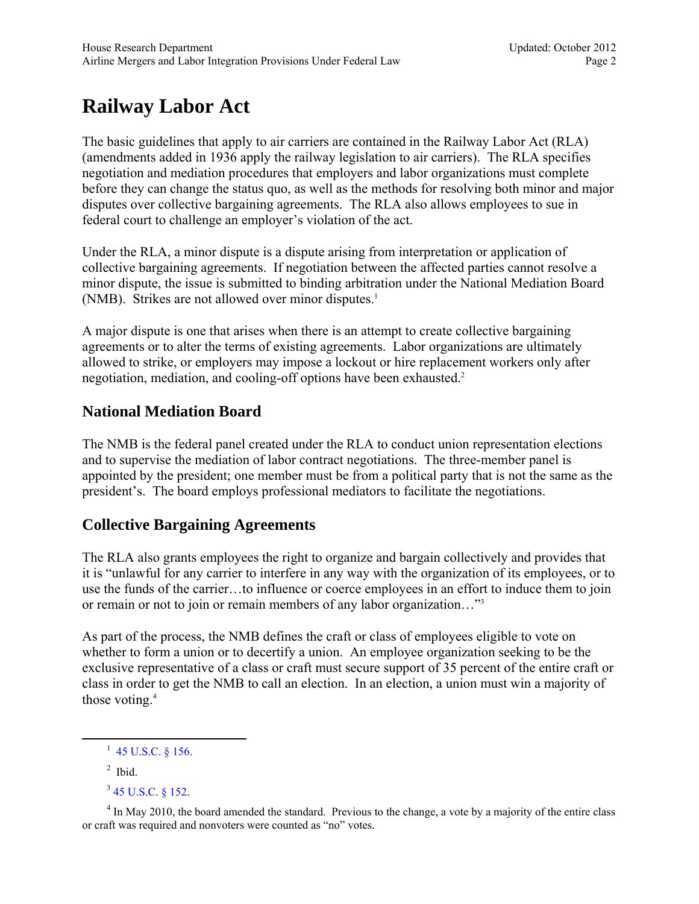# Railway Labor Act

The basic guidelines that apply to air carriers are contained in the Railway Labor Act (RLA) (amendments added in 1936 apply the railway legislation to air carriers). The RLA specifies negotiation and mediation procedures that employers and labor organizations must complete before they can change the status quo, as well as the methods for resolving both minor and major disputes over collective bargaining agreements. The RLA also allows employees to sue in federal court to challenge an employer's violation of the act.

Under the RLA, a minor dispute is a dispute arising from interpretation or application of collective bargaining agreements. If negotiation between the affected parties cannot resolve a minor dispute, the issue is submitted to binding arbitration under the National Mediation Board (NMB). Strikes are not allowed over minor disputes.[1]

A major dispute is one that arises when there is an attempt to create collective bargaining agreements or to alter the terms of existing agreements. Labor organizations are ultimately allowed to strike, or employers may impose a lockout or hire replacement workers only after negotiation, mediation, and cooling-off options have been exhausted.[2]

## National Mediation Board

The NMB is the federal panel created under the RLA to conduct union representation elections and to supervise the mediation of labor contract negotiations. The three-member panel is appointed by the president; one member must be from a political party that is not the same as the president's. The board employs professional mediators to facilitate the negotiations.

## Collective Bargaining Agreements

The RLA also grants employees the right to organize and bargain collectively and provides that it is "unlawful for any carrier to interfere in any way with the organization of its employees, or to use the funds of the carrier…to influence or coerce employees in an effort to induce them to join or remain or not to join or remain members of any labor organization…"[3]

As part of the process, the NMB defines the craft or class of employees eligible to vote on whether to form a union or to decertify a union. An employee organization seeking to be the exclusive representative of a class or craft must secure support of 35 percent of the entire craft or class in order to get the NMB to call an election. In an election, a union must win a majority of those voting.[4]

---

[1] 45 U.S.C. § 156.

[2] Ibid.

[3] 45 U.S.C. § 152.

[4] In May 2010, the board amended the standard. Previous to the change, a vote by a majority of the entire class or craft was required and nonvoters were counted as "no" votes.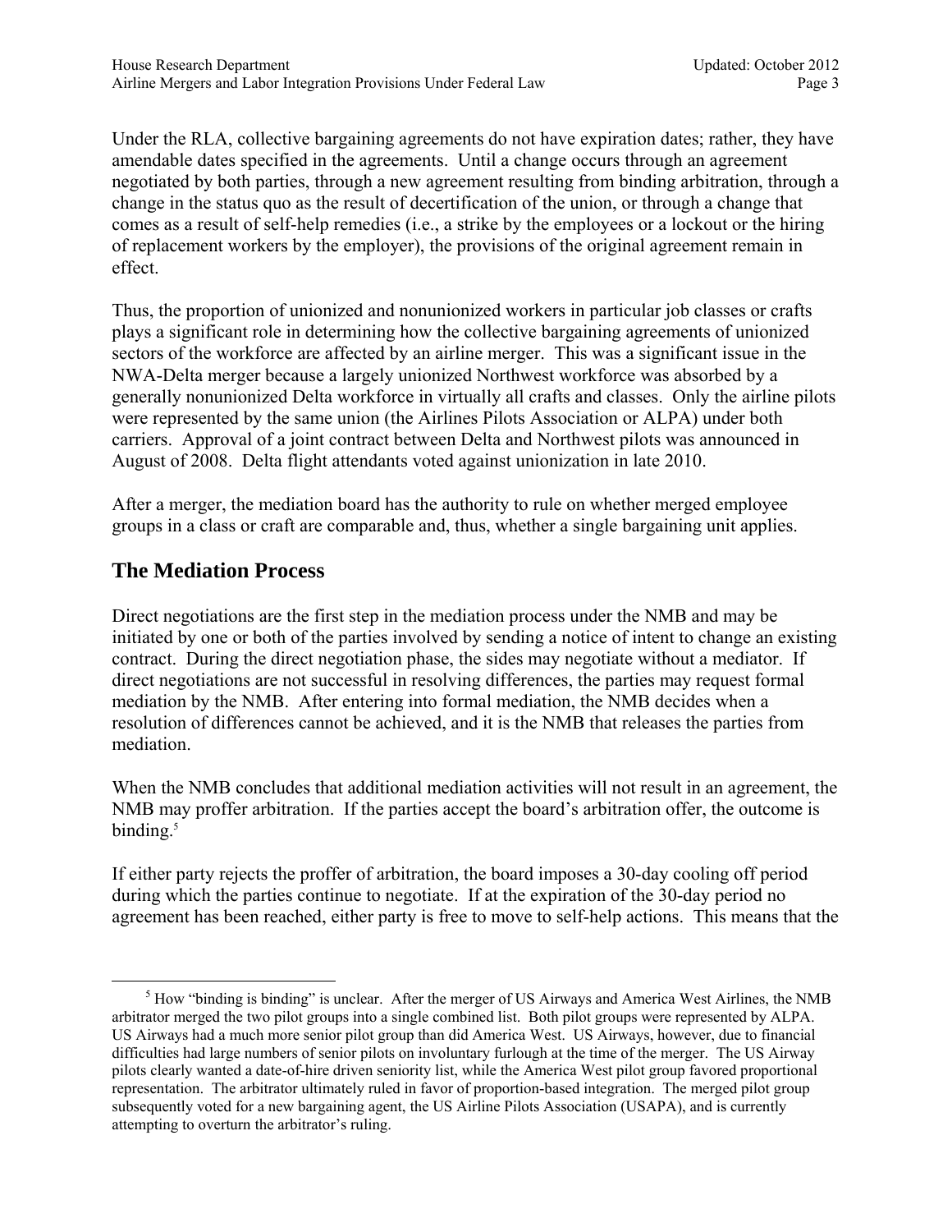Under the RLA, collective bargaining agreements do not have expiration dates; rather, they have amendable dates specified in the agreements. Until a change occurs through an agreement negotiated by both parties, through a new agreement resulting from binding arbitration, through a change in the status quo as the result of decertification of the union, or through a change that comes as a result of self-help remedies (i.e., a strike by the employees or a lockout or the hiring of replacement workers by the employer), the provisions of the original agreement remain in effect.

Thus, the proportion of unionized and nonunionized workers in particular job classes or crafts plays a significant role in determining how the collective bargaining agreements of unionized sectors of the workforce are affected by an airline merger. This was a significant issue in the NWA-Delta merger because a largely unionized Northwest workforce was absorbed by a generally nonunionized Delta workforce in virtually all crafts and classes. Only the airline pilots were represented by the same union (the Airlines Pilots Association or ALPA) under both carriers. Approval of a joint contract between Delta and Northwest pilots was announced in August of 2008. Delta flight attendants voted against unionization in late 2010.

After a merger, the mediation board has the authority to rule on whether merged employee groups in a class or craft are comparable and, thus, whether a single bargaining unit applies.

## The Mediation Process

Direct negotiations are the first step in the mediation process under the NMB and may be initiated by one or both of the parties involved by sending a notice of intent to change an existing contract. During the direct negotiation phase, the sides may negotiate without a mediator. If direct negotiations are not successful in resolving differences, the parties may request formal mediation by the NMB. After entering into formal mediation, the NMB decides when a resolution of differences cannot be achieved, and it is the NMB that releases the parties from mediation.

When the NMB concludes that additional mediation activities will not result in an agreement, the NMB may proffer arbitration. If the parties accept the board's arbitration offer, the outcome is binding.[5]

If either party rejects the proffer of arbitration, the board imposes a 30-day cooling off period during which the parties continue to negotiate. If at the expiration of the 30-day period no agreement has been reached, either party is free to move to self-help actions. This means that the

[5] How "binding is binding" is unclear. After the merger of US Airways and America West Airlines, the NMB arbitrator merged the two pilot groups into a single combined list. Both pilot groups were represented by ALPA. US Airways had a much more senior pilot group than did America West. US Airways, however, due to financial difficulties had large numbers of senior pilots on involuntary furlough at the time of the merger. The US Airway pilots clearly wanted a date-of-hire driven seniority list, while the America West pilot group favored proportional representation. The arbitrator ultimately ruled in favor of proportion-based integration. The merged pilot group subsequently voted for a new bargaining agent, the US Airline Pilots Association (USAPA), and is currently attempting to overturn the arbitrator's ruling.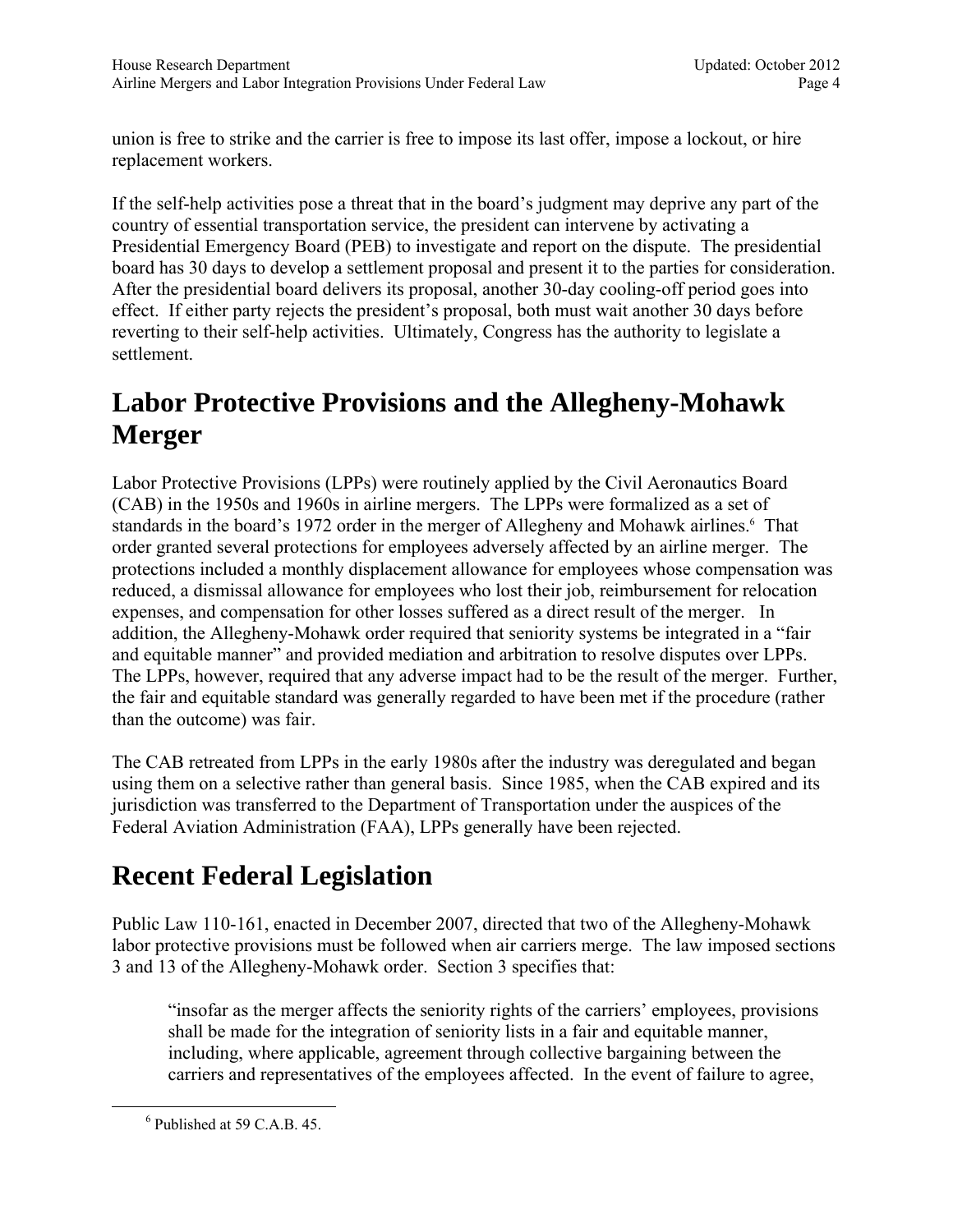union is free to strike and the carrier is free to impose its last offer, impose a lockout, or hire replacement workers.

If the self-help activities pose a threat that in the board's judgment may deprive any part of the country of essential transportation service, the president can intervene by activating a Presidential Emergency Board (PEB) to investigate and report on the dispute. The presidential board has 30 days to develop a settlement proposal and present it to the parties for consideration. After the presidential board delivers its proposal, another 30-day cooling-off period goes into effect. If either party rejects the president's proposal, both must wait another 30 days before reverting to their self-help activities. Ultimately, Congress has the authority to legislate a settlement.

# Labor Protective Provisions and the Allegheny-Mohawk Merger

Labor Protective Provisions (LPPs) were routinely applied by the Civil Aeronautics Board (CAB) in the 1950s and 1960s in airline mergers. The LPPs were formalized as a set of standards in the board's 1972 order in the merger of Allegheny and Mohawk airlines.[6] That order granted several protections for employees adversely affected by an airline merger. The protections included a monthly displacement allowance for employees whose compensation was reduced, a dismissal allowance for employees who lost their job, reimbursement for relocation expenses, and compensation for other losses suffered as a direct result of the merger. In addition, the Allegheny-Mohawk order required that seniority systems be integrated in a "fair and equitable manner" and provided mediation and arbitration to resolve disputes over LPPs. The LPPs, however, required that any adverse impact had to be the result of the merger. Further, the fair and equitable standard was generally regarded to have been met if the procedure (rather than the outcome) was fair.

The CAB retreated from LPPs in the early 1980s after the industry was deregulated and began using them on a selective rather than general basis. Since 1985, when the CAB expired and its jurisdiction was transferred to the Department of Transportation under the auspices of the Federal Aviation Administration (FAA), LPPs generally have been rejected.

# Recent Federal Legislation

Public Law 110-161, enacted in December 2007, directed that two of the Allegheny-Mohawk labor protective provisions must be followed when air carriers merge. The law imposed sections 3 and 13 of the Allegheny-Mohawk order. Section 3 specifies that:

> "insofar as the merger affects the seniority rights of the carriers' employees, provisions shall be made for the integration of seniority lists in a fair and equitable manner, including, where applicable, agreement through collective bargaining between the carriers and representatives of the employees affected. In the event of failure to agree,

[6] Published at 59 C.A.B. 45.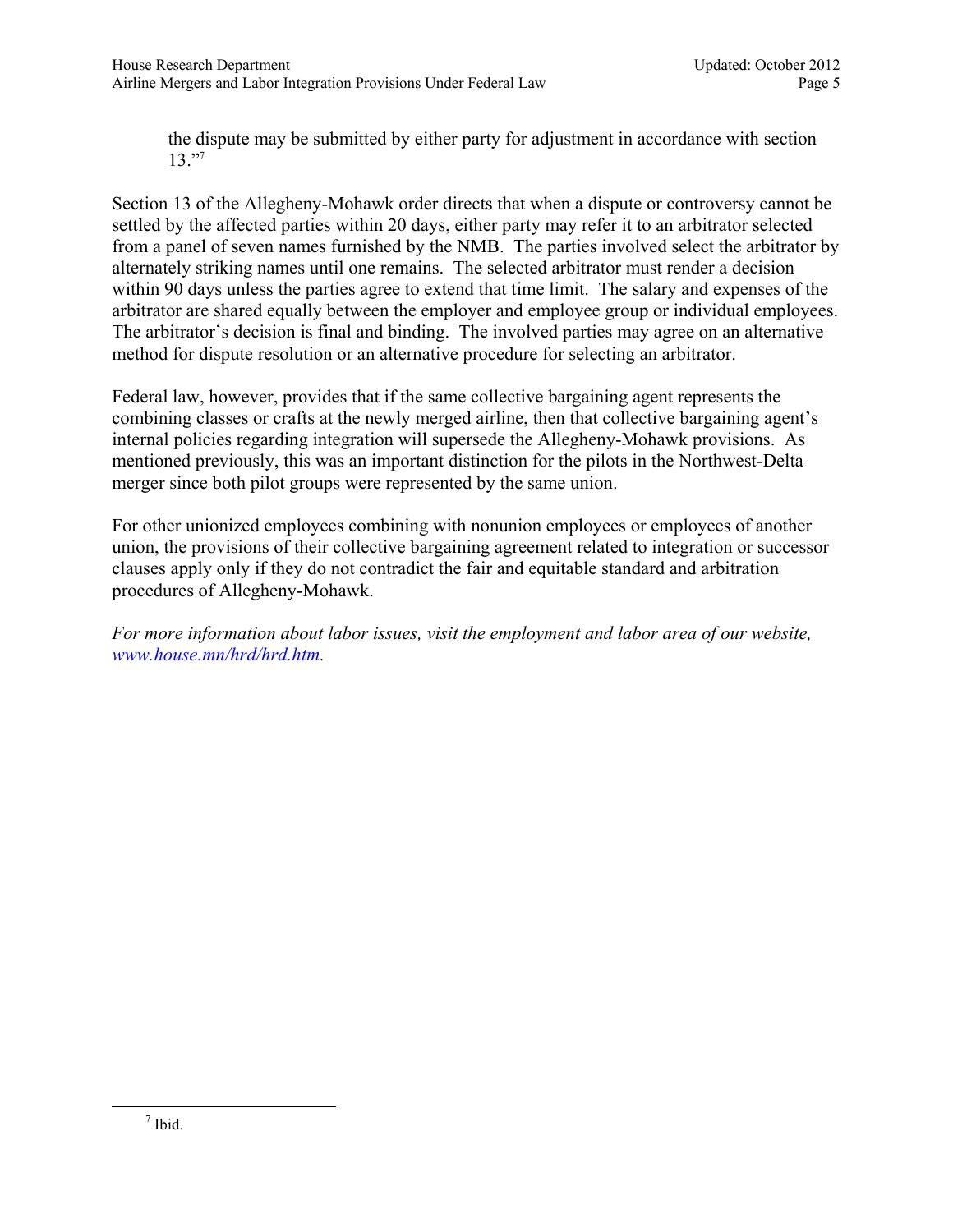the dispute may be submitted by either party for adjustment in accordance with section 13."[7]

Section 13 of the Allegheny-Mohawk order directs that when a dispute or controversy cannot be settled by the affected parties within 20 days, either party may refer it to an arbitrator selected from a panel of seven names furnished by the NMB. The parties involved select the arbitrator by alternately striking names until one remains. The selected arbitrator must render a decision within 90 days unless the parties agree to extend that time limit. The salary and expenses of the arbitrator are shared equally between the employer and employee group or individual employees. The arbitrator's decision is final and binding. The involved parties may agree on an alternative method for dispute resolution or an alternative procedure for selecting an arbitrator.

Federal law, however, provides that if the same collective bargaining agent represents the combining classes or crafts at the newly merged airline, then that collective bargaining agent's internal policies regarding integration will supersede the Allegheny-Mohawk provisions. As mentioned previously, this was an important distinction for the pilots in the Northwest-Delta merger since both pilot groups were represented by the same union.

For other unionized employees combining with nonunion employees or employees of another union, the provisions of their collective bargaining agreement related to integration or successor clauses apply only if they do not contradict the fair and equitable standard and arbitration procedures of Allegheny-Mohawk.

*For more information about labor issues, visit the employment and labor area of our website, www.house.mn/hrd/hrd.htm.*

[7] Ibid.